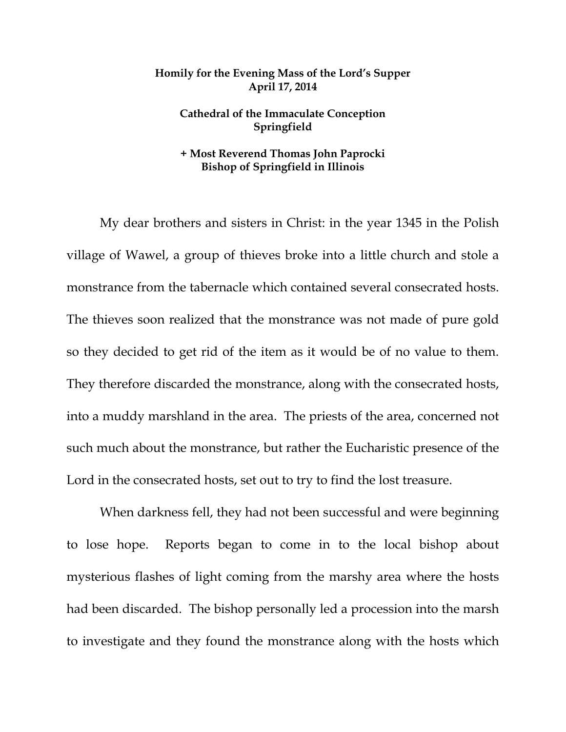**Homily for the Evening Mass of the Lord's Supper**
**April 17, 2014**

**Cathedral of the Immaculate Conception**
**Springfield**

**+ Most Reverend Thomas John Paprocki**
**Bishop of Springfield in Illinois**

My dear brothers and sisters in Christ: in the year 1345 in the Polish village of Wawel, a group of thieves broke into a little church and stole a monstrance from the tabernacle which contained several consecrated hosts. The thieves soon realized that the monstrance was not made of pure gold so they decided to get rid of the item as it would be of no value to them. They therefore discarded the monstrance, along with the consecrated hosts, into a muddy marshland in the area. The priests of the area, concerned not such much about the monstrance, but rather the Eucharistic presence of the Lord in the consecrated hosts, set out to try to find the lost treasure.

When darkness fell, they had not been successful and were beginning to lose hope. Reports began to come in to the local bishop about mysterious flashes of light coming from the marshy area where the hosts had been discarded. The bishop personally led a procession into the marsh to investigate and they found the monstrance along with the hosts which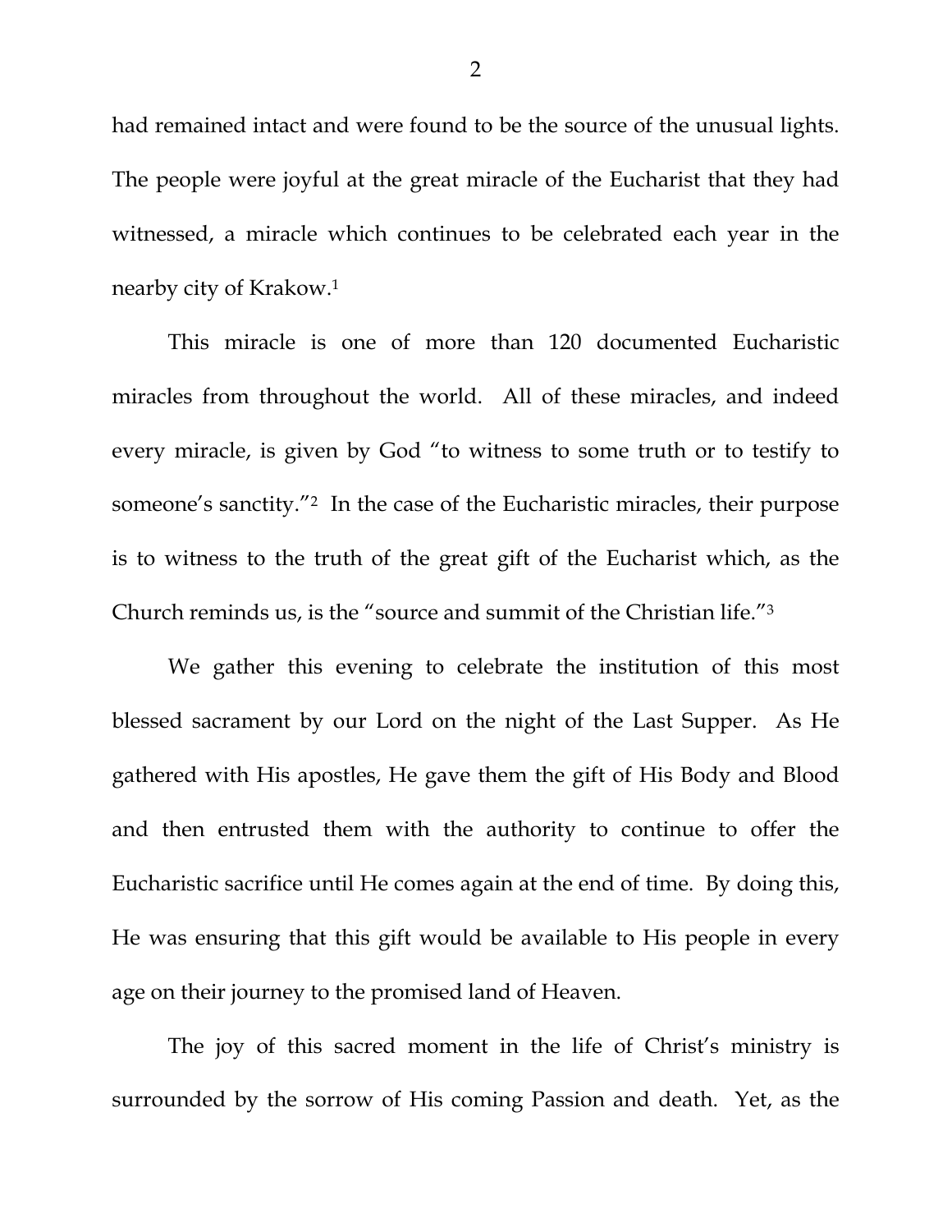had remained intact and were found to be the source of the unusual lights. The people were joyful at the great miracle of the Eucharist that they had witnessed, a miracle which continues to be celebrated each year in the nearby city of Krakow.[1]

This miracle is one of more than 120 documented Eucharistic miracles from throughout the world. All of these miracles, and indeed every miracle, is given by God "to witness to some truth or to testify to someone's sanctity."[2] In the case of the Eucharistic miracles, their purpose is to witness to the truth of the great gift of the Eucharist which, as the Church reminds us, is the "source and summit of the Christian life."[3]

We gather this evening to celebrate the institution of this most blessed sacrament by our Lord on the night of the Last Supper. As He gathered with His apostles, He gave them the gift of His Body and Blood and then entrusted them with the authority to continue to offer the Eucharistic sacrifice until He comes again at the end of time. By doing this, He was ensuring that this gift would be available to His people in every age on their journey to the promised land of Heaven.

The joy of this sacred moment in the life of Christ's ministry is surrounded by the sorrow of His coming Passion and death. Yet, as the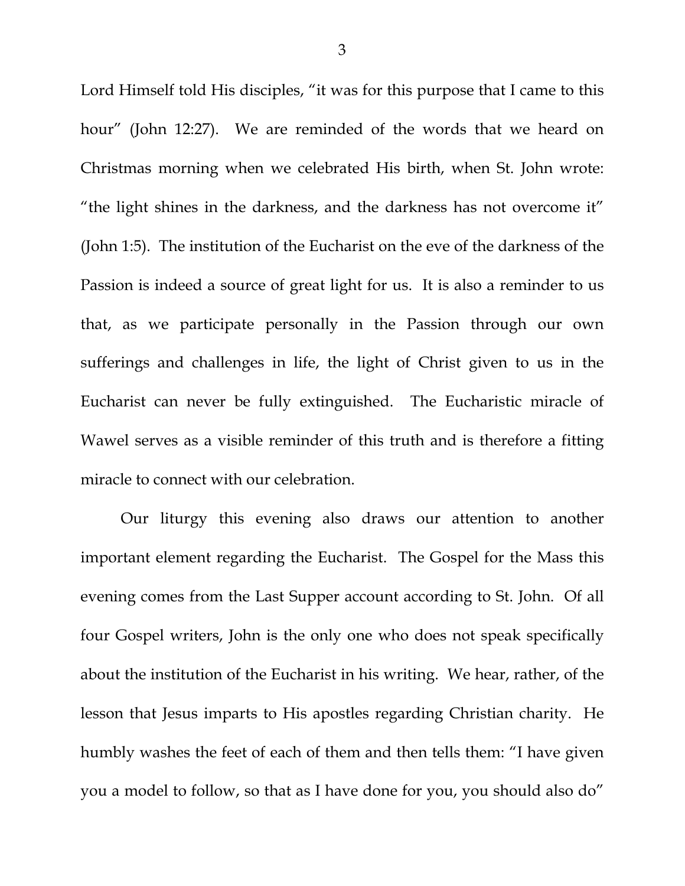Lord Himself told His disciples, "it was for this purpose that I came to this hour" (John 12:27). We are reminded of the words that we heard on Christmas morning when we celebrated His birth, when St. John wrote: "the light shines in the darkness, and the darkness has not overcome it" (John 1:5). The institution of the Eucharist on the eve of the darkness of the Passion is indeed a source of great light for us. It is also a reminder to us that, as we participate personally in the Passion through our own sufferings and challenges in life, the light of Christ given to us in the Eucharist can never be fully extinguished. The Eucharistic miracle of Wawel serves as a visible reminder of this truth and is therefore a fitting miracle to connect with our celebration.

Our liturgy this evening also draws our attention to another important element regarding the Eucharist. The Gospel for the Mass this evening comes from the Last Supper account according to St. John. Of all four Gospel writers, John is the only one who does not speak specifically about the institution of the Eucharist in his writing. We hear, rather, of the lesson that Jesus imparts to His apostles regarding Christian charity. He humbly washes the feet of each of them and then tells them: "I have given you a model to follow, so that as I have done for you, you should also do"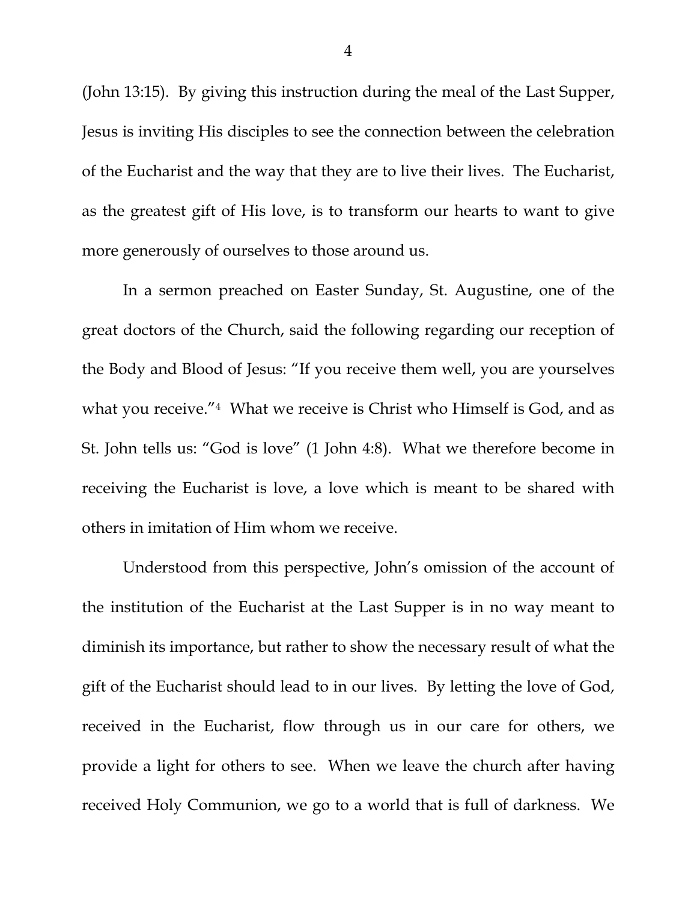(John 13:15). By giving this instruction during the meal of the Last Supper, Jesus is inviting His disciples to see the connection between the celebration of the Eucharist and the way that they are to live their lives. The Eucharist, as the greatest gift of His love, is to transform our hearts to want to give more generously of ourselves to those around us.

In a sermon preached on Easter Sunday, St. Augustine, one of the great doctors of the Church, said the following regarding our reception of the Body and Blood of Jesus: "If you receive them well, you are yourselves what you receive."[4] What we receive is Christ who Himself is God, and as St. John tells us: "God is love" (1 John 4:8). What we therefore become in receiving the Eucharist is love, a love which is meant to be shared with others in imitation of Him whom we receive.

Understood from this perspective, John's omission of the account of the institution of the Eucharist at the Last Supper is in no way meant to diminish its importance, but rather to show the necessary result of what the gift of the Eucharist should lead to in our lives. By letting the love of God, received in the Eucharist, flow through us in our care for others, we provide a light for others to see. When we leave the church after having received Holy Communion, we go to a world that is full of darkness. We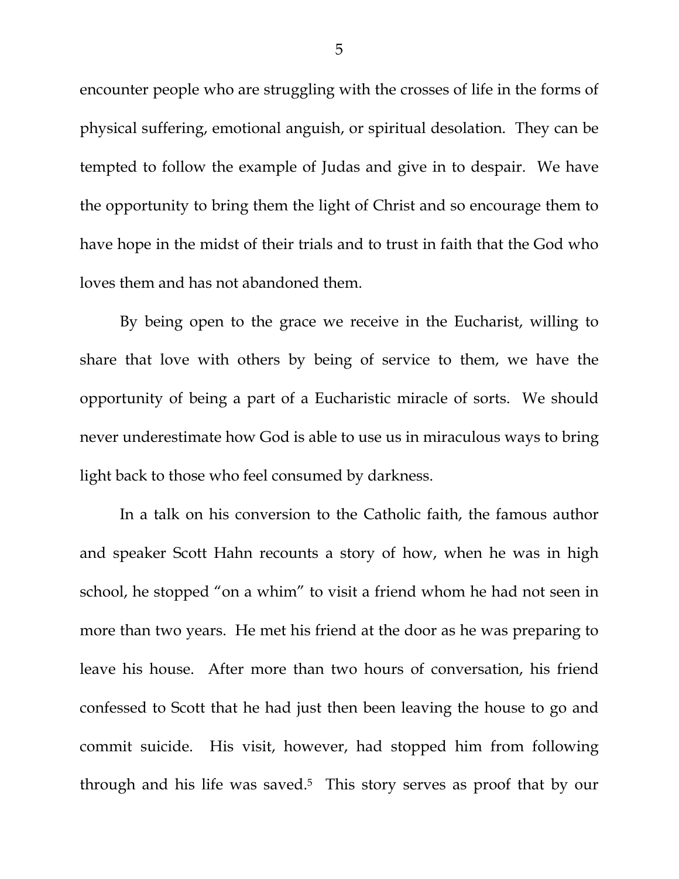encounter people who are struggling with the crosses of life in the forms of physical suffering, emotional anguish, or spiritual desolation. They can be tempted to follow the example of Judas and give in to despair. We have the opportunity to bring them the light of Christ and so encourage them to have hope in the midst of their trials and to trust in faith that the God who loves them and has not abandoned them.

By being open to the grace we receive in the Eucharist, willing to share that love with others by being of service to them, we have the opportunity of being a part of a Eucharistic miracle of sorts. We should never underestimate how God is able to use us in miraculous ways to bring light back to those who feel consumed by darkness.

In a talk on his conversion to the Catholic faith, the famous author and speaker Scott Hahn recounts a story of how, when he was in high school, he stopped "on a whim" to visit a friend whom he had not seen in more than two years. He met his friend at the door as he was preparing to leave his house. After more than two hours of conversation, his friend confessed to Scott that he had just then been leaving the house to go and commit suicide. His visit, however, had stopped him from following through and his life was saved.[5] This story serves as proof that by our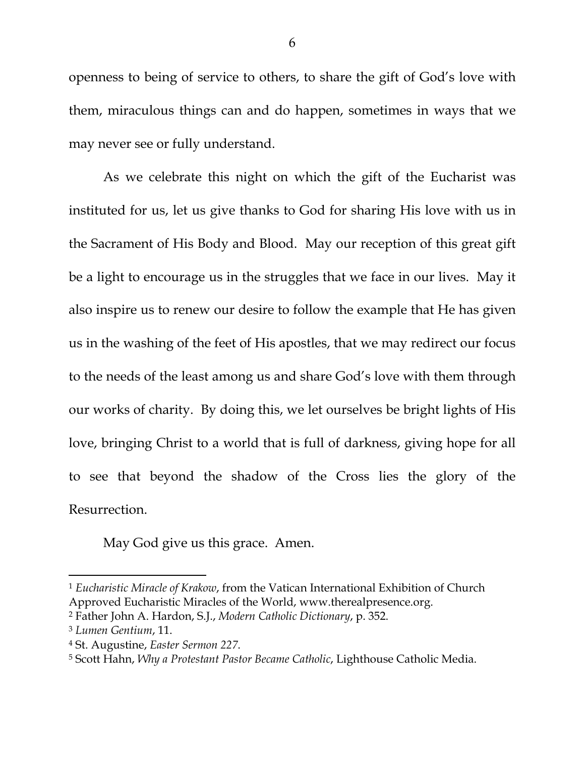openness to being of service to others, to share the gift of God's love with them, miraculous things can and do happen, sometimes in ways that we may never see or fully understand.

As we celebrate this night on which the gift of the Eucharist was instituted for us, let us give thanks to God for sharing His love with us in the Sacrament of His Body and Blood. May our reception of this great gift be a light to encourage us in the struggles that we face in our lives. May it also inspire us to renew our desire to follow the example that He has given us in the washing of the feet of His apostles, that we may redirect our focus to the needs of the least among us and share God's love with them through our works of charity. By doing this, we let ourselves be bright lights of His love, bringing Christ to a world that is full of darkness, giving hope for all to see that beyond the shadow of the Cross lies the glory of the Resurrection.

May God give us this grace. Amen.

---

[1] *Eucharistic Miracle of Krakow*, from the Vatican International Exhibition of Church Approved Eucharistic Miracles of the World, www.therealpresence.org.

[2] Father John A. Hardon, S.J., *Modern Catholic Dictionary*, p. 352.

[3] *Lumen Gentium*, 11.

[4] St. Augustine, *Easter Sermon 227*.

[5] Scott Hahn, *Why a Protestant Pastor Became Catholic*, Lighthouse Catholic Media.